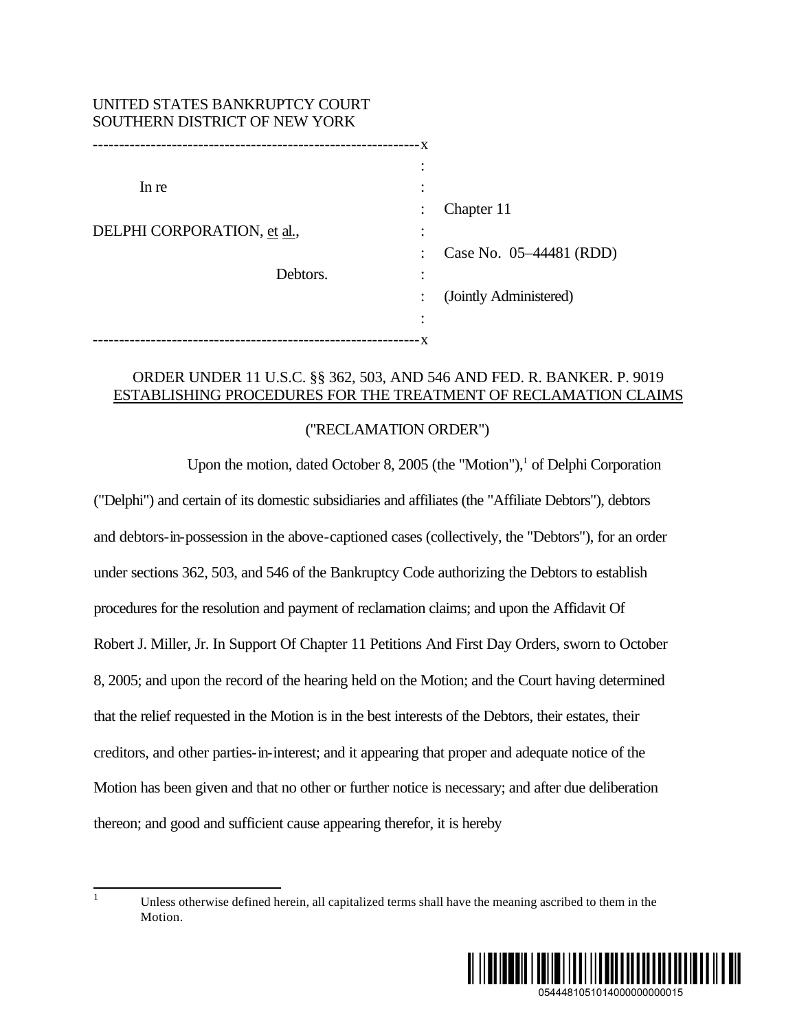UNITED STATES BANKRUPTCY COURT
SOUTHERN DISTRICT OF NEW YORK

| | |
|---|---|
| In re | Chapter 11 |
| DELPHI CORPORATION, et al., | Case No. 05–44481 (RDD) |
| Debtors. | (Jointly Administered) |

ORDER UNDER 11 U.S.C. §§ 362, 503, AND 546 AND FED. R. BANKER. P. 9019
ESTABLISHING PROCEDURES FOR THE TREATMENT OF RECLAMATION CLAIMS

("RECLAMATION ORDER")

Upon the motion, dated October 8, 2005 (the "Motion"),[1] of Delphi Corporation ("Delphi") and certain of its domestic subsidiaries and affiliates (the "Affiliate Debtors"), debtors and debtors-in-possession in the above-captioned cases (collectively, the "Debtors"), for an order under sections 362, 503, and 546 of the Bankruptcy Code authorizing the Debtors to establish procedures for the resolution and payment of reclamation claims; and upon the Affidavit Of Robert J. Miller, Jr. In Support Of Chapter 11 Petitions And First Day Orders, sworn to October 8, 2005; and upon the record of the hearing held on the Motion; and the Court having determined that the relief requested in the Motion is in the best interests of the Debtors, their estates, their creditors, and other parties-in-interest; and it appearing that proper and adequate notice of the Motion has been given and that no other or further notice is necessary; and after due deliberation thereon; and good and sufficient cause appearing therefor, it is hereby

[1] Unless otherwise defined herein, all capitalized terms shall have the meaning ascribed to them in the Motion.

0544481051014000000000015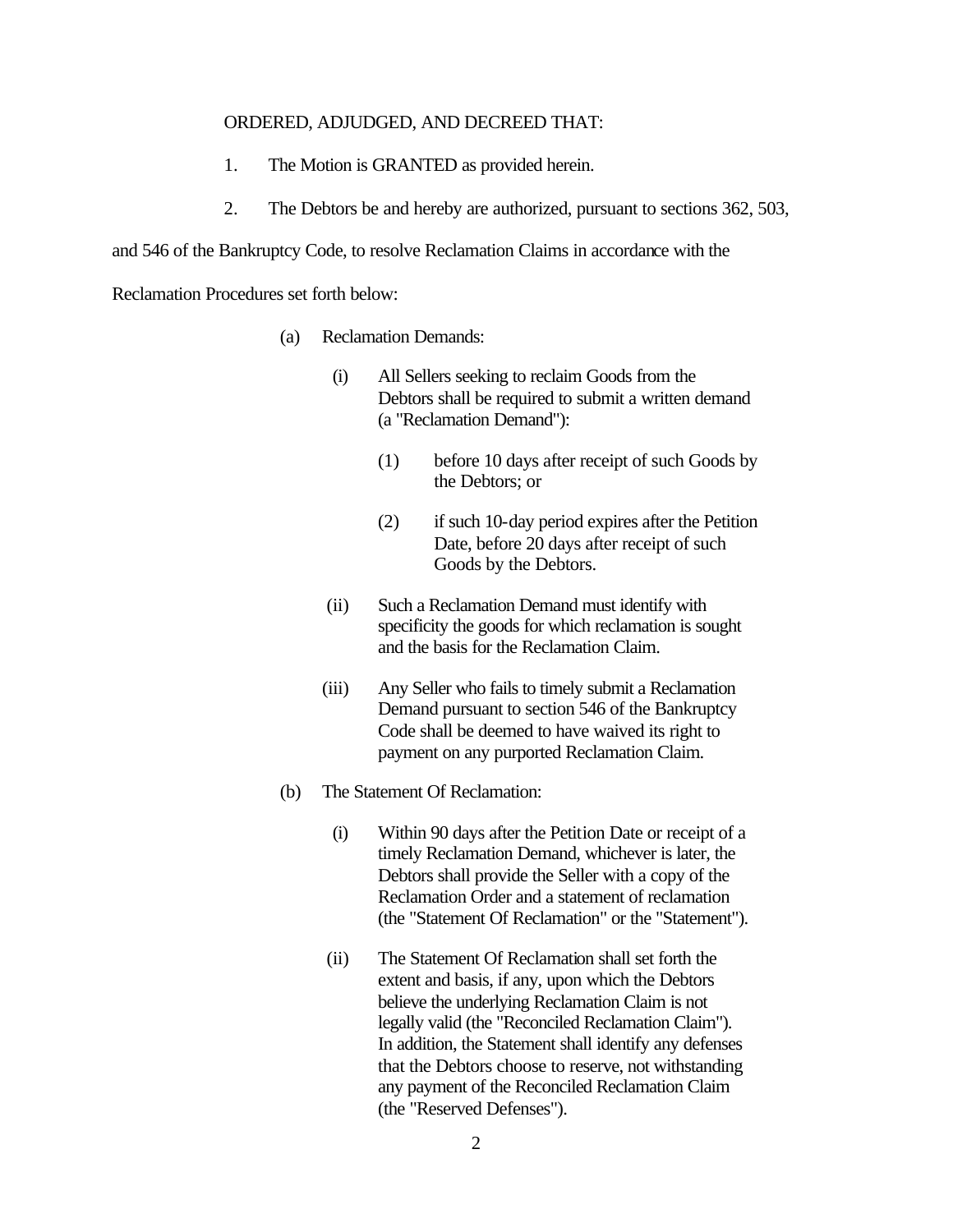ORDERED, ADJUDGED, AND DECREED THAT:

1. The Motion is GRANTED as provided herein.

2. The Debtors be and hereby are authorized, pursuant to sections 362, 503, and 546 of the Bankruptcy Code, to resolve Reclamation Claims in accordance with the Reclamation Procedures set forth below:

(a) Reclamation Demands:

(i) All Sellers seeking to reclaim Goods from the Debtors shall be required to submit a written demand (a "Reclamation Demand"):

(1) before 10 days after receipt of such Goods by the Debtors; or

(2) if such 10-day period expires after the Petition Date, before 20 days after receipt of such Goods by the Debtors.

(ii) Such a Reclamation Demand must identify with specificity the goods for which reclamation is sought and the basis for the Reclamation Claim.

(iii) Any Seller who fails to timely submit a Reclamation Demand pursuant to section 546 of the Bankruptcy Code shall be deemed to have waived its right to payment on any purported Reclamation Claim.

(b) The Statement Of Reclamation:

(i) Within 90 days after the Petition Date or receipt of a timely Reclamation Demand, whichever is later, the Debtors shall provide the Seller with a copy of the Reclamation Order and a statement of reclamation (the "Statement Of Reclamation" or the "Statement").

(ii) The Statement Of Reclamation shall set forth the extent and basis, if any, upon which the Debtors believe the underlying Reclamation Claim is not legally valid (the "Reconciled Reclamation Claim"). In addition, the Statement shall identify any defenses that the Debtors choose to reserve, not withstanding any payment of the Reconciled Reclamation Claim (the "Reserved Defenses").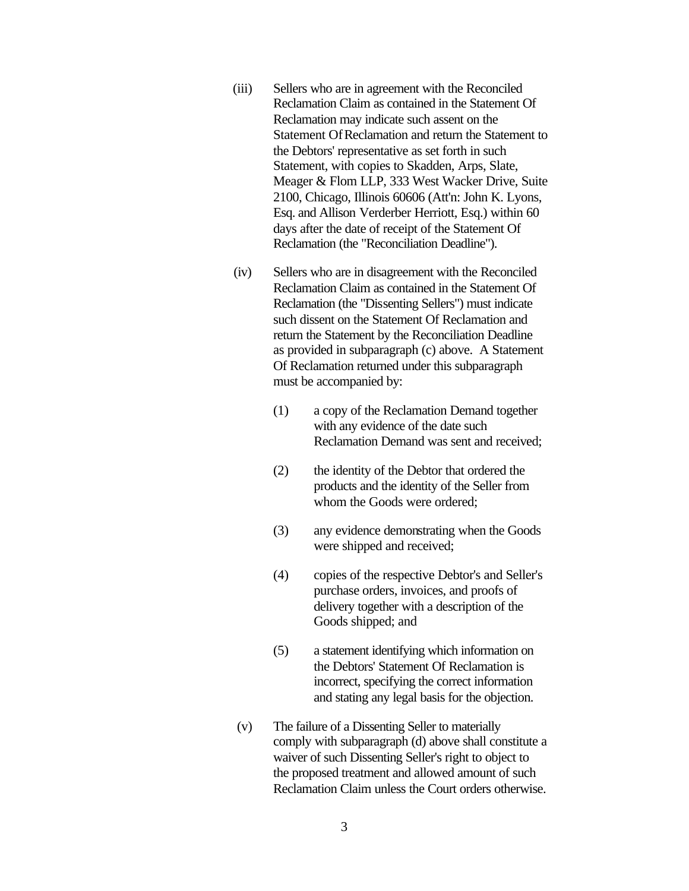(iii) Sellers who are in agreement with the Reconciled Reclamation Claim as contained in the Statement Of Reclamation may indicate such assent on the Statement Of Reclamation and return the Statement to the Debtors' representative as set forth in such Statement, with copies to Skadden, Arps, Slate, Meager & Flom LLP, 333 West Wacker Drive, Suite 2100, Chicago, Illinois 60606 (Att'n: John K. Lyons, Esq. and Allison Verderber Herriott, Esq.) within 60 days after the date of receipt of the Statement Of Reclamation (the "Reconciliation Deadline").

(iv) Sellers who are in disagreement with the Reconciled Reclamation Claim as contained in the Statement Of Reclamation (the "Dissenting Sellers") must indicate such dissent on the Statement Of Reclamation and return the Statement by the Reconciliation Deadline as provided in subparagraph (c) above. A Statement Of Reclamation returned under this subparagraph must be accompanied by:

   (1) a copy of the Reclamation Demand together with any evidence of the date such Reclamation Demand was sent and received;

   (2) the identity of the Debtor that ordered the products and the identity of the Seller from whom the Goods were ordered;

   (3) any evidence demonstrating when the Goods were shipped and received;

   (4) copies of the respective Debtor's and Seller's purchase orders, invoices, and proofs of delivery together with a description of the Goods shipped; and

   (5) a statement identifying which information on the Debtors' Statement Of Reclamation is incorrect, specifying the correct information and stating any legal basis for the objection.

(v) The failure of a Dissenting Seller to materially comply with subparagraph (d) above shall constitute a waiver of such Dissenting Seller's right to object to the proposed treatment and allowed amount of such Reclamation Claim unless the Court orders otherwise.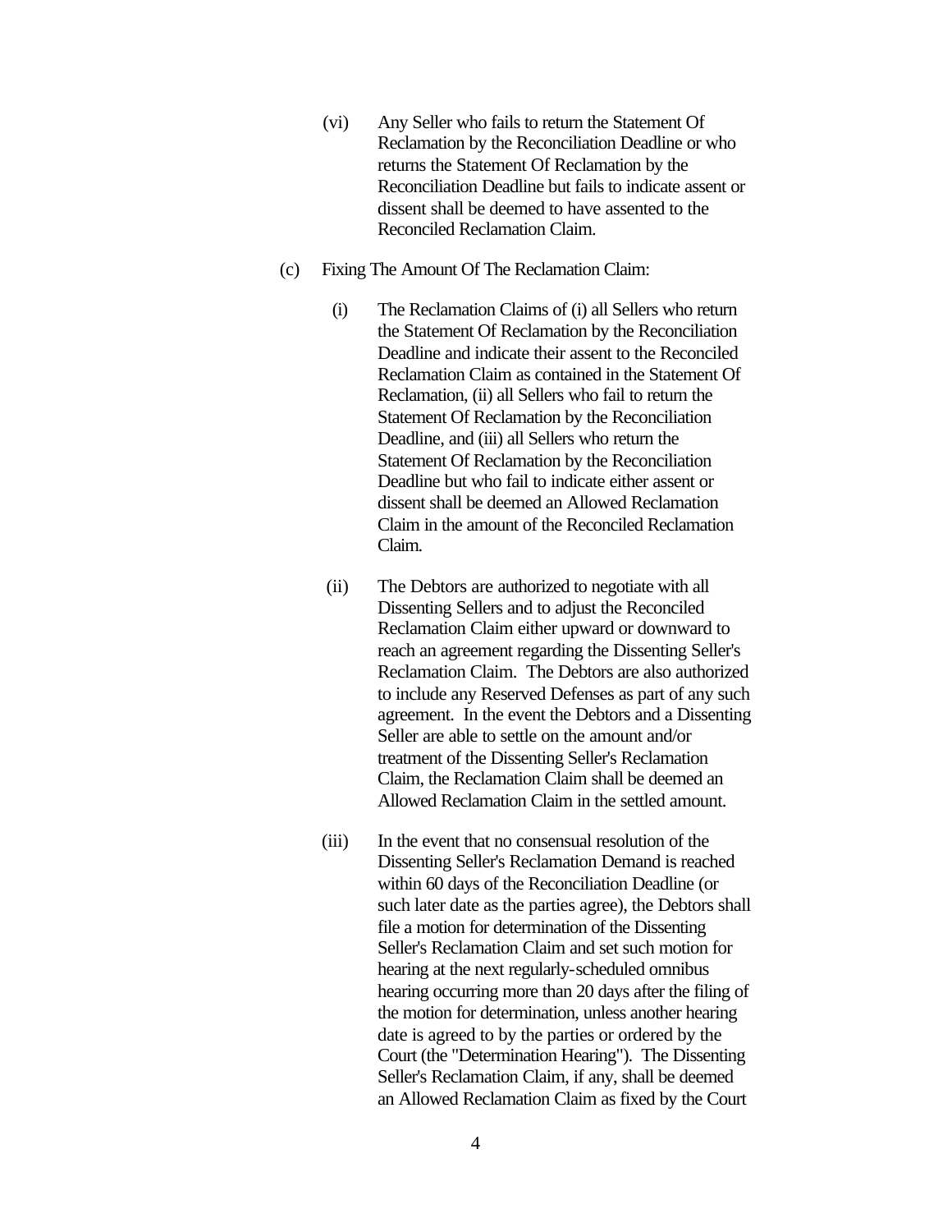(vi) Any Seller who fails to return the Statement Of Reclamation by the Reconciliation Deadline or who returns the Statement Of Reclamation by the Reconciliation Deadline but fails to indicate assent or dissent shall be deemed to have assented to the Reconciled Reclamation Claim.

(c) Fixing The Amount Of The Reclamation Claim:

(i) The Reclamation Claims of (i) all Sellers who return the Statement Of Reclamation by the Reconciliation Deadline and indicate their assent to the Reconciled Reclamation Claim as contained in the Statement Of Reclamation, (ii) all Sellers who fail to return the Statement Of Reclamation by the Reconciliation Deadline, and (iii) all Sellers who return the Statement Of Reclamation by the Reconciliation Deadline but who fail to indicate either assent or dissent shall be deemed an Allowed Reclamation Claim in the amount of the Reconciled Reclamation Claim.

(ii) The Debtors are authorized to negotiate with all Dissenting Sellers and to adjust the Reconciled Reclamation Claim either upward or downward to reach an agreement regarding the Dissenting Seller's Reclamation Claim. The Debtors are also authorized to include any Reserved Defenses as part of any such agreement. In the event the Debtors and a Dissenting Seller are able to settle on the amount and/or treatment of the Dissenting Seller's Reclamation Claim, the Reclamation Claim shall be deemed an Allowed Reclamation Claim in the settled amount.

(iii) In the event that no consensual resolution of the Dissenting Seller's Reclamation Demand is reached within 60 days of the Reconciliation Deadline (or such later date as the parties agree), the Debtors shall file a motion for determination of the Dissenting Seller's Reclamation Claim and set such motion for hearing at the next regularly-scheduled omnibus hearing occurring more than 20 days after the filing of the motion for determination, unless another hearing date is agreed to by the parties or ordered by the Court (the "Determination Hearing"). The Dissenting Seller's Reclamation Claim, if any, shall be deemed an Allowed Reclamation Claim as fixed by the Court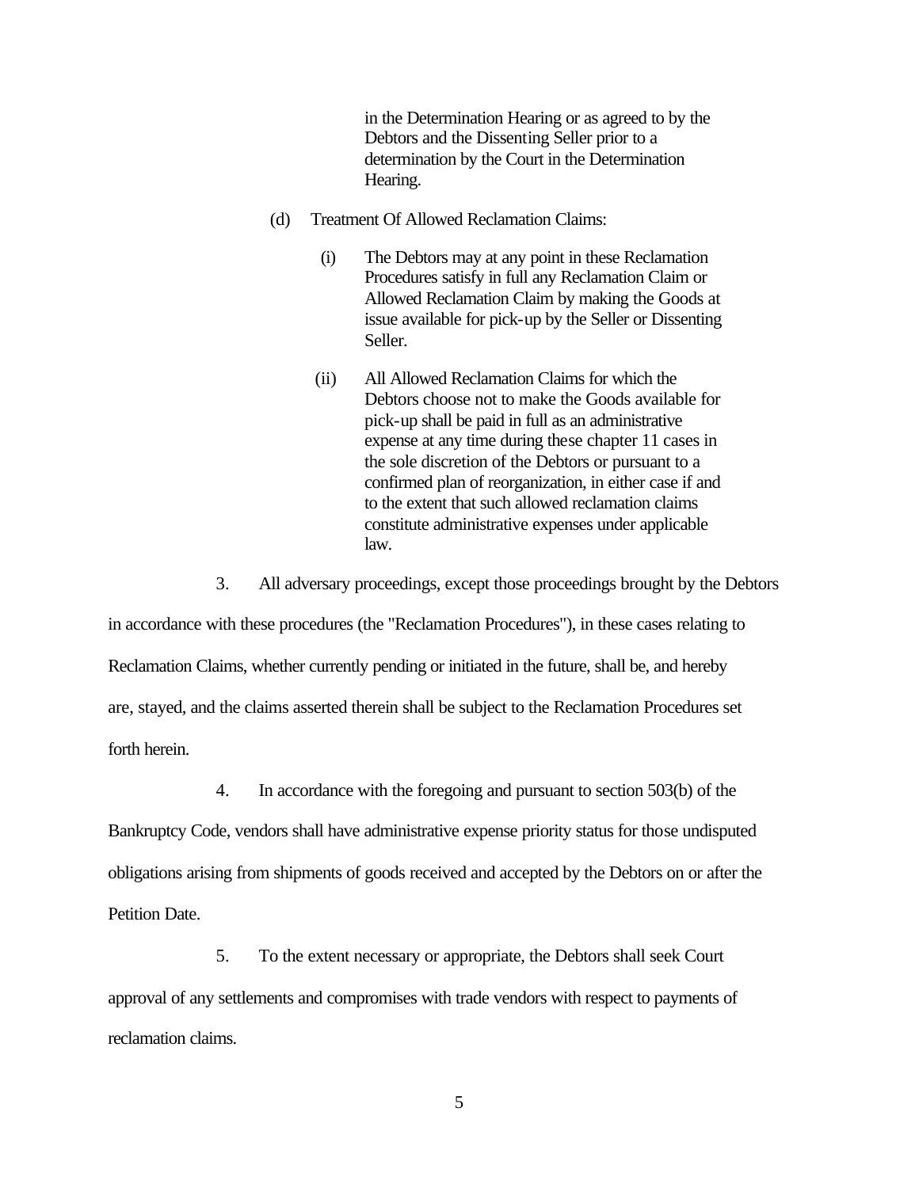in the Determination Hearing or as agreed to by the Debtors and the Dissenting Seller prior to a determination by the Court in the Determination Hearing.

(d) Treatment Of Allowed Reclamation Claims:

(i) The Debtors may at any point in these Reclamation Procedures satisfy in full any Reclamation Claim or Allowed Reclamation Claim by making the Goods at issue available for pick-up by the Seller or Dissenting Seller.

(ii) All Allowed Reclamation Claims for which the Debtors choose not to make the Goods available for pick-up shall be paid in full as an administrative expense at any time during these chapter 11 cases in the sole discretion of the Debtors or pursuant to a confirmed plan of reorganization, in either case if and to the extent that such allowed reclamation claims constitute administrative expenses under applicable law.

3. All adversary proceedings, except those proceedings brought by the Debtors in accordance with these procedures (the "Reclamation Procedures"), in these cases relating to Reclamation Claims, whether currently pending or initiated in the future, shall be, and hereby are, stayed, and the claims asserted therein shall be subject to the Reclamation Procedures set forth herein.

4. In accordance with the foregoing and pursuant to section 503(b) of the Bankruptcy Code, vendors shall have administrative expense priority status for those undisputed obligations arising from shipments of goods received and accepted by the Debtors on or after the Petition Date.

5. To the extent necessary or appropriate, the Debtors shall seek Court approval of any settlements and compromises with trade vendors with respect to payments of reclamation claims.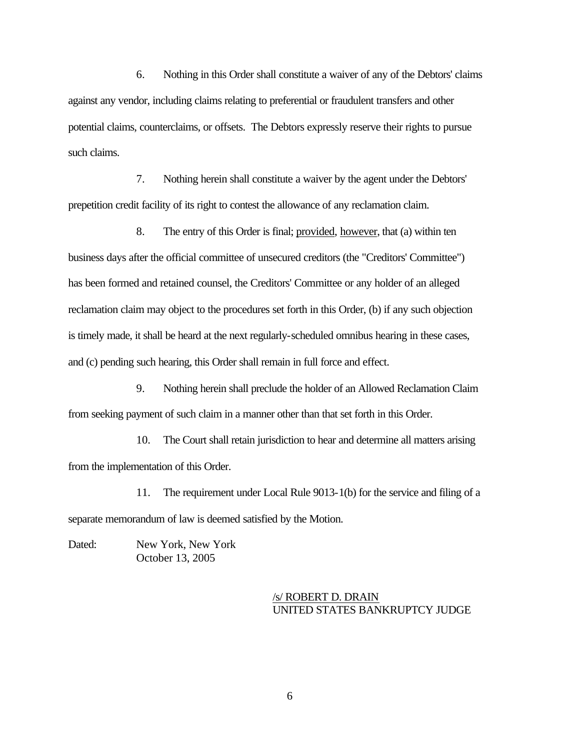6. Nothing in this Order shall constitute a waiver of any of the Debtors' claims against any vendor, including claims relating to preferential or fraudulent transfers and other potential claims, counterclaims, or offsets. The Debtors expressly reserve their rights to pursue such claims.

7. Nothing herein shall constitute a waiver by the agent under the Debtors' prepetition credit facility of its right to contest the allowance of any reclamation claim.

8. The entry of this Order is final; provided, however, that (a) within ten business days after the official committee of unsecured creditors (the "Creditors' Committee") has been formed and retained counsel, the Creditors' Committee or any holder of an alleged reclamation claim may object to the procedures set forth in this Order, (b) if any such objection is timely made, it shall be heard at the next regularly-scheduled omnibus hearing in these cases, and (c) pending such hearing, this Order shall remain in full force and effect.

9. Nothing herein shall preclude the holder of an Allowed Reclamation Claim from seeking payment of such claim in a manner other than that set forth in this Order.

10. The Court shall retain jurisdiction to hear and determine all matters arising from the implementation of this Order.

11. The requirement under Local Rule 9013-1(b) for the service and filing of a separate memorandum of law is deemed satisfied by the Motion.

Dated: New York, New York
October 13, 2005

/s/ ROBERT D. DRAIN
UNITED STATES BANKRUPTCY JUDGE